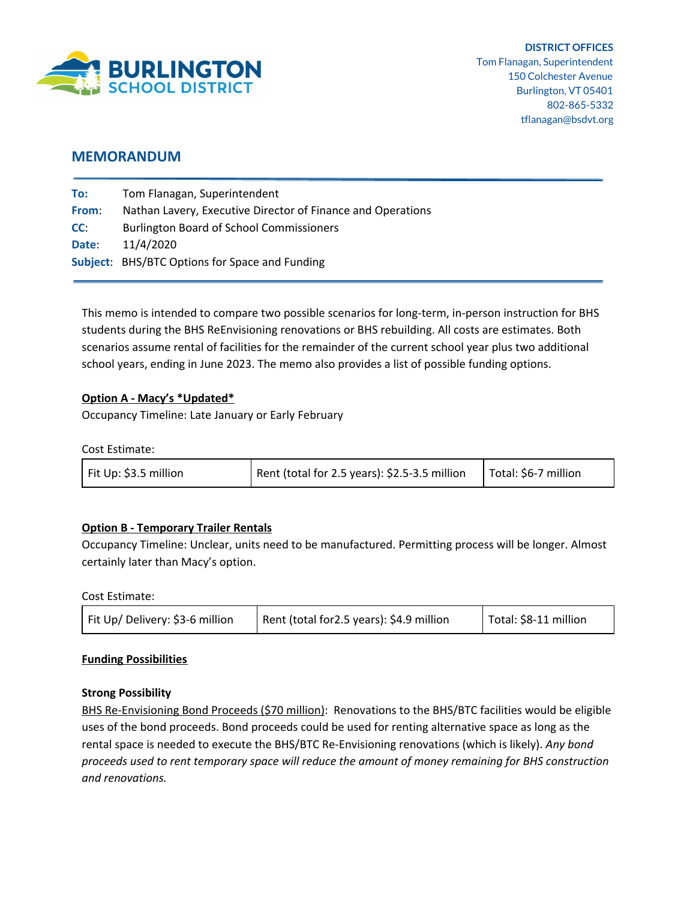BURLINGTON SCHOOL DISTRICT

**DISTRICT OFFICES**
Tom Flanagan, Superintendent
150 Colchester Avenue
Burlington, VT 05401
802-865-5332
tflanagan@bsdvt.org

## MEMORANDUM

**To:** Tom Flanagan, Superintendent
**From:** Nathan Lavery, Executive Director of Finance and Operations
**CC:** Burlington Board of School Commissioners
**Date:** 11/4/2020
**Subject:** BHS/BTC Options for Space and Funding

This memo is intended to compare two possible scenarios for long-term, in-person instruction for BHS students during the BHS ReEnvisioning renovations or BHS rebuilding. All costs are estimates. Both scenarios assume rental of facilities for the remainder of the current school year plus two additional school years, ending in June 2023. The memo also provides a list of possible funding options.

**Option A - Macy's *Updated***

Occupancy Timeline: Late January or Early February

Cost Estimate:

| Fit Up: $3.5 million | Rent (total for 2.5 years): $2.5-3.5 million | Total: $6-7 million |
|---|---|---|

**Option B - Temporary Trailer Rentals**

Occupancy Timeline: Unclear, units need to be manufactured. Permitting process will be longer. Almost certainly later than Macy's option.

Cost Estimate:

| Fit Up/ Delivery: $3-6 million | Rent (total for2.5 years): $4.9 million | Total: $8-11 million |
|---|---|---|

**Funding Possibilities**

**Strong Possibility**

BHS Re-Envisioning Bond Proceeds ($70 million): Renovations to the BHS/BTC facilities would be eligible uses of the bond proceeds. Bond proceeds could be used for renting alternative space as long as the rental space is needed to execute the BHS/BTC Re-Envisioning renovations (which is likely). *Any bond proceeds used to rent temporary space will reduce the amount of money remaining for BHS construction and renovations.*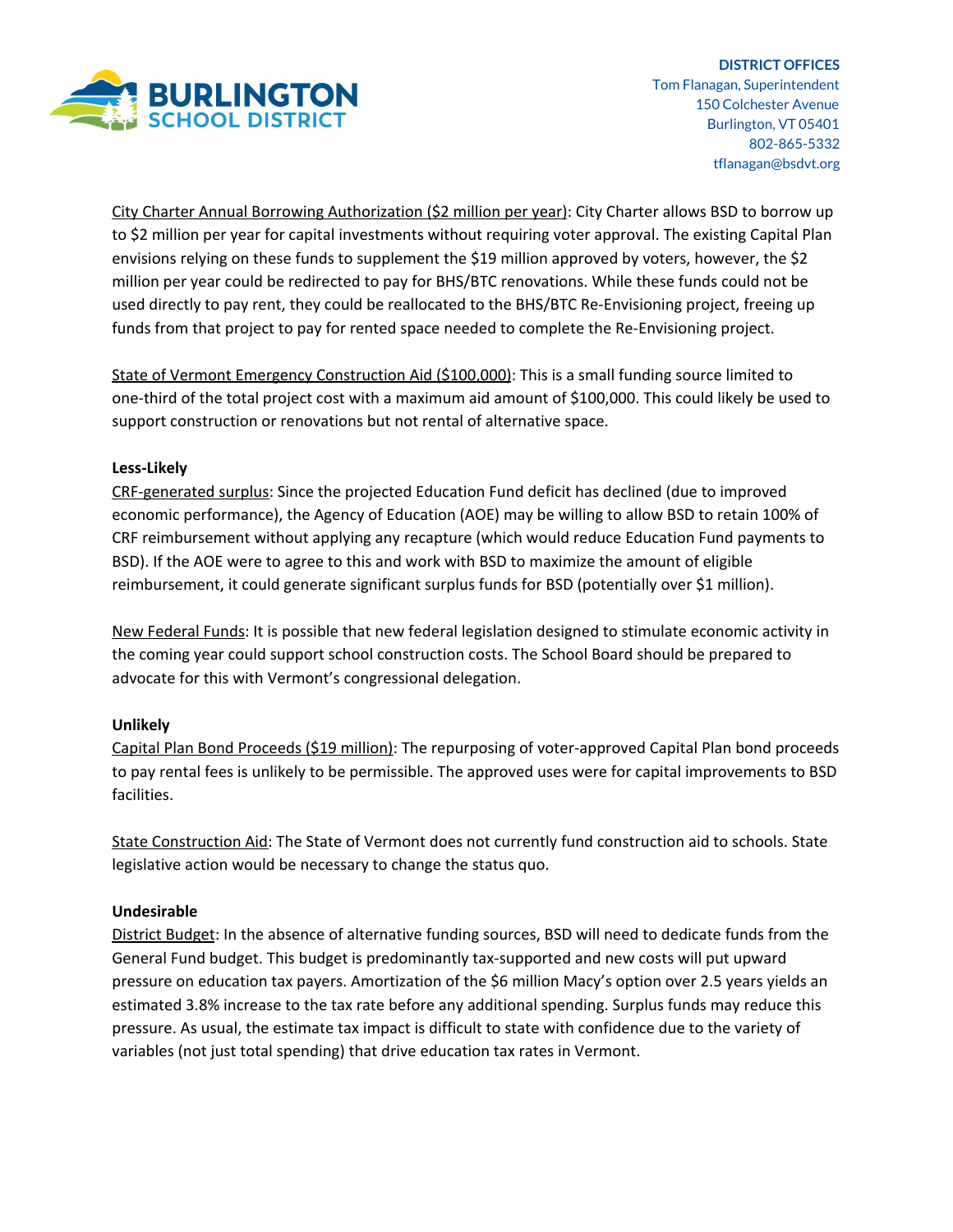**BURLINGTON SCHOOL DISTRICT**

**DISTRICT OFFICES**
Tom Flanagan, Superintendent
150 Colchester Avenue
Burlington, VT 05401
802-865-5332
tflanagan@bsdvt.org

City Charter Annual Borrowing Authorization ($2 million per year): City Charter allows BSD to borrow up to $2 million per year for capital investments without requiring voter approval. The existing Capital Plan envisions relying on these funds to supplement the $19 million approved by voters, however, the $2 million per year could be redirected to pay for BHS/BTC renovations. While these funds could not be used directly to pay rent, they could be reallocated to the BHS/BTC Re-Envisioning project, freeing up funds from that project to pay for rented space needed to complete the Re-Envisioning project.

State of Vermont Emergency Construction Aid ($100,000): This is a small funding source limited to one-third of the total project cost with a maximum aid amount of $100,000. This could likely be used to support construction or renovations but not rental of alternative space.

**Less-Likely**

CRF-generated surplus: Since the projected Education Fund deficit has declined (due to improved economic performance), the Agency of Education (AOE) may be willing to allow BSD to retain 100% of CRF reimbursement without applying any recapture (which would reduce Education Fund payments to BSD). If the AOE were to agree to this and work with BSD to maximize the amount of eligible reimbursement, it could generate significant surplus funds for BSD (potentially over $1 million).

New Federal Funds: It is possible that new federal legislation designed to stimulate economic activity in the coming year could support school construction costs. The School Board should be prepared to advocate for this with Vermont's congressional delegation.

**Unlikely**

Capital Plan Bond Proceeds ($19 million): The repurposing of voter-approved Capital Plan bond proceeds to pay rental fees is unlikely to be permissible. The approved uses were for capital improvements to BSD facilities.

State Construction Aid: The State of Vermont does not currently fund construction aid to schools. State legislative action would be necessary to change the status quo.

**Undesirable**

District Budget: In the absence of alternative funding sources, BSD will need to dedicate funds from the General Fund budget. This budget is predominantly tax-supported and new costs will put upward pressure on education tax payers. Amortization of the $6 million Macy's option over 2.5 years yields an estimated 3.8% increase to the tax rate before any additional spending. Surplus funds may reduce this pressure. As usual, the estimate tax impact is difficult to state with confidence due to the variety of variables (not just total spending) that drive education tax rates in Vermont.